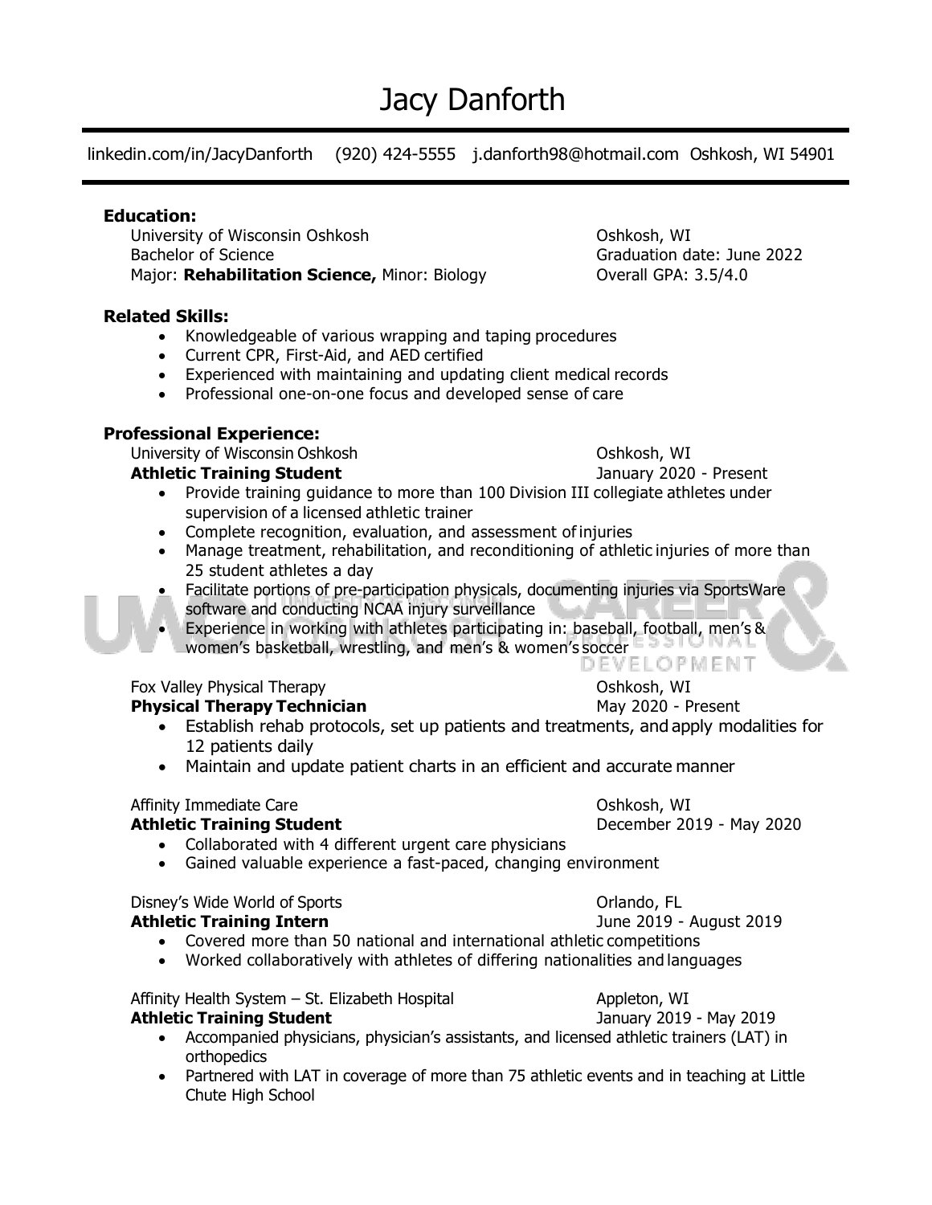# Jacy Danforth

linkedin.com/in/JacyDanforth (920) 424-5555 j.danforth98@hotmail.com Oshkosh, WI 54901

## Education:

University of Wisconsin Oshkosh — Oshkosh, WI
Bachelor of Science — Graduation date: June 2022
Major: **Rehabilitation Science,** Minor: Biology — Overall GPA: 3.5/4.0

## Related Skills:

- Knowledgeable of various wrapping and taping procedures
- Current CPR, First-Aid, and AED certified
- Experienced with maintaining and updating client medical records
- Professional one-on-one focus and developed sense of care

## Professional Experience:

University of Wisconsin Oshkosh — Oshkosh, WI
**Athletic Training Student** — January 2020 - Present

- Provide training guidance to more than 100 Division III collegiate athletes under supervision of a licensed athletic trainer
- Complete recognition, evaluation, and assessment of injuries
- Manage treatment, rehabilitation, and reconditioning of athletic injuries of more than 25 student athletes a day
- Facilitate portions of pre-participation physicals, documenting injuries via SportsWare software and conducting NCAA injury surveillance
- Experience in working with athletes participating in: baseball, football, men's & women's basketball, wrestling, and men's & women's soccer

Fox Valley Physical Therapy — Oshkosh, WI
**Physical Therapy Technician** — May 2020 - Present

- Establish rehab protocols, set up patients and treatments, and apply modalities for 12 patients daily
- Maintain and update patient charts in an efficient and accurate manner

Affinity Immediate Care — Oshkosh, WI
**Athletic Training Student** — December 2019 - May 2020

- Collaborated with 4 different urgent care physicians
- Gained valuable experience a fast-paced, changing environment

Disney's Wide World of Sports — Orlando, FL
**Athletic Training Intern** — June 2019 - August 2019

- Covered more than 50 national and international athletic competitions
- Worked collaboratively with athletes of differing nationalities and languages

Affinity Health System – St. Elizabeth Hospital — Appleton, WI
**Athletic Training Student** — January 2019 - May 2019

- Accompanied physicians, physician's assistants, and licensed athletic trainers (LAT) in orthopedics
- Partnered with LAT in coverage of more than 75 athletic events and in teaching at Little Chute High School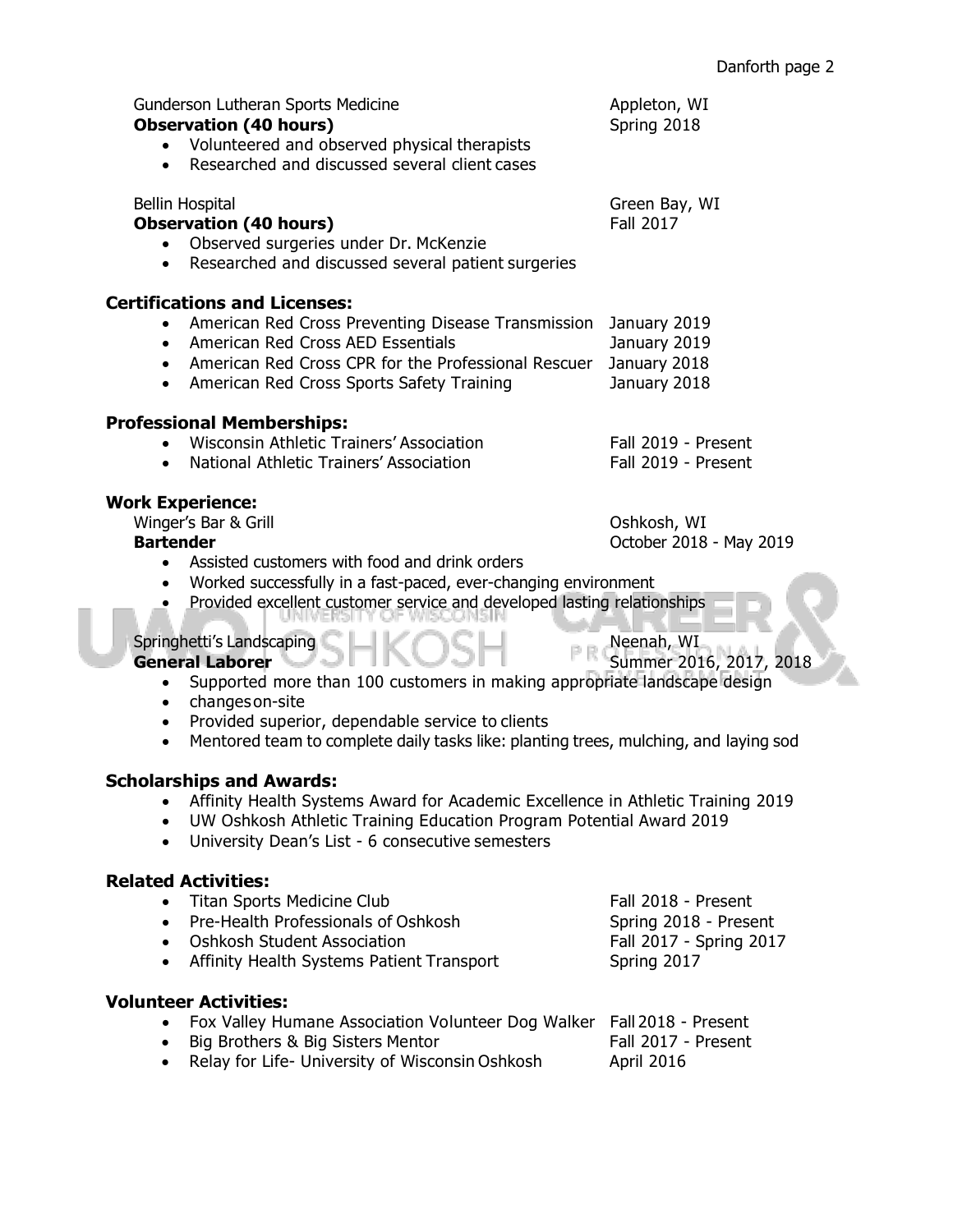Gunderson Lutheran Sports Medicine — Appleton, WI
**Observation (40 hours)** — Spring 2018

- Volunteered and observed physical therapists
- Researched and discussed several client cases

Bellin Hospital — Green Bay, WI
**Observation (40 hours)** — Fall 2017

- Observed surgeries under Dr. McKenzie
- Researched and discussed several patient surgeries

## Certifications and Licenses:

- American Red Cross Preventing Disease Transmission — January 2019
- American Red Cross AED Essentials — January 2019
- American Red Cross CPR for the Professional Rescuer — January 2018
- American Red Cross Sports Safety Training — January 2018

## Professional Memberships:

- Wisconsin Athletic Trainers' Association — Fall 2019 - Present
- National Athletic Trainers' Association — Fall 2019 - Present

## Work Experience:

Winger's Bar & Grill — Oshkosh, WI
**Bartender** — October 2018 - May 2019

- Assisted customers with food and drink orders
- Worked successfully in a fast-paced, ever-changing environment
- Provided excellent customer service and developed lasting relationships

Springhetti's Landscaping — Neenah, WI
**General Laborer** — Summer 2016, 2017, 2018

- Supported more than 100 customers in making appropriate landscape design
- changes on-site
- Provided superior, dependable service to clients
- Mentored team to complete daily tasks like: planting trees, mulching, and laying sod

## Scholarships and Awards:

- Affinity Health Systems Award for Academic Excellence in Athletic Training 2019
- UW Oshkosh Athletic Training Education Program Potential Award 2019
- University Dean's List - 6 consecutive semesters

## Related Activities:

- Titan Sports Medicine Club — Fall 2018 - Present
- Pre-Health Professionals of Oshkosh — Spring 2018 - Present
- Oshkosh Student Association — Fall 2017 - Spring 2017
- Affinity Health Systems Patient Transport — Spring 2017

## Volunteer Activities:

- Fox Valley Humane Association Volunteer Dog Walker — Fall 2018 - Present
- Big Brothers & Big Sisters Mentor — Fall 2017 - Present
- Relay for Life- University of Wisconsin Oshkosh — April 2016